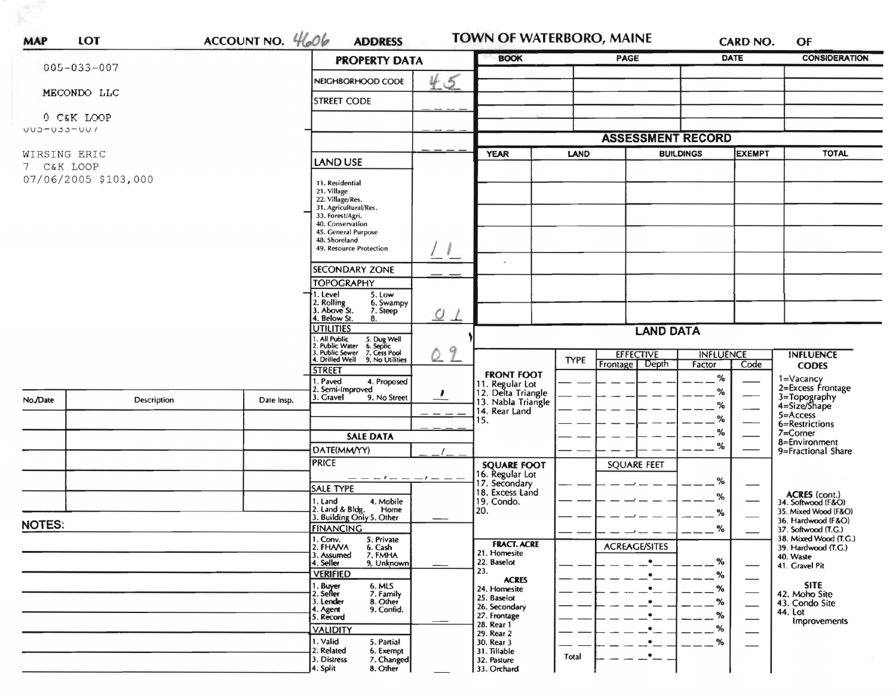MAP LOT ACCOUNT NO. 4606 ADDRESS **TOWN OF WATERBORO, MAINE** CARD NO. OF

005-033-007

MECONDO LLC

0 C&K LOOP

005-033-007

WIRSING ERIC
7 C&K LOOP
07/06/2005 $103,000

## PROPERTY DATA

| | |
|---|---|
| NEIGHBORHOOD CODE | 45 |
| STREET CODE | |
| LAND USE<br>11. Residential<br>21. Village<br>22. Village/Res.<br>31. Agricultural/Res.<br>33. Forest/Agri.<br>40. Conservation<br>45. General Purpose<br>48. Shoreland<br>49. Resource Protection | 11 |
| SECONDARY ZONE | |
| TOPOGRAPHY<br>1. Level 5. Low<br>2. Rolling 6. Swampy<br>3. Above St. 7. Steep<br>4. Below St. 8. | 01 |
| UTILITIES<br>1. All Public 5. Dug Well<br>2. Public Water 6. Septic<br>3. Public Sewer 7. Cess Pool<br>4. Drilled Well 9. No Utilities | 09 |
| STREET<br>1. Paved 4. Proposed<br>2. Semi-Improved<br>3. Gravel 9. No Street | 1 |

### SALE DATA

| | |
|---|---|
| DATE(MM/YY) | |
| PRICE | |
| SALE TYPE<br>1. Land 4. Mobile Home<br>2. Land & Bldg. 5. Other<br>3. Building Only | |
| FINANCING<br>1. Conv. 5. Private<br>2. FHA/VA 6. Cash<br>3. Assumed 7. FMHA<br>4. Seller 9. Unknown | |
| VERIFIED<br>1. Buyer 6. MLS<br>2. Seller 7. Family<br>3. Lender 8. Other<br>4. Agent 9. Confid.<br>5. Record | |
| VALIDITY<br>1. Valid 5. Partial<br>2. Related 6. Exempt<br>3. Distress 7. Changed<br>4. Split 8. Other | |

| BOOK | PAGE | DATE | CONSIDERATION |
|---|---|---|---|
| | | | |
| | | | |
| | | | |
| | | | |
| | | | |

## ASSESSMENT RECORD

| YEAR | LAND | BUILDINGS | EXEMPT | TOTAL |
|---|---|---|---|---|
| | | | | |
| | | | | |
| | | | | |
| | | | | |
| | | | | |
| | | | | |
| | | | | |

## LAND DATA

| | TYPE | EFFECTIVE Frontage | EFFECTIVE Depth | INFLUENCE Factor | INFLUENCE Code |
|---|---|---|---|---|---|
| **FRONT FOOT**<br>11. Regular Lot<br>12. Delta Triangle<br>13. Nabla Triangle<br>14. Rear Land<br>15. | | | | % | |
| **SQUARE FOOT**<br>16. Regular Lot<br>17. Secondary<br>18. Excess Land<br>19. Condo.<br>20. | | SQUARE FEET | | % | |
| **FRACT. ACRE**<br>21. Homesite<br>22. Baselot<br>23.<br>**ACRES**<br>24. Homesite<br>25. Baselot<br>26. Secondary<br>27. Frontage<br>28. Rear 1<br>29. Rear 2<br>30. Rear 3<br>31. Tillable<br>32. Pasture<br>33. Orchard | | ACREAGE/SITES | | % | |
| | Total | | | | |

**INFLUENCE CODES**
1=Vacancy
2=Excess Frontage
3=Topography
4=Size/Shape
5=Access
6=Restrictions
7=Corner
8=Environment
9=Fractional Share

**ACRES (cont.)**
34. Softwood (F&O)
35. Mixed Wood (F&O)
36. Hardwood (F&O)
37. Softwood (T.G.)
38. Mixed Wood (T.G.)
39. Hardwood (T.G.)
40. Waste
41. Gravel Pit

**SITE**
42. Moho Site
43. Condo Site
44. Lot Improvements

| No./Date | Description | Date Insp. |
|---|---|---|
| | | |
| | | |
| | | |
| | | |
| | | |

**NOTES:**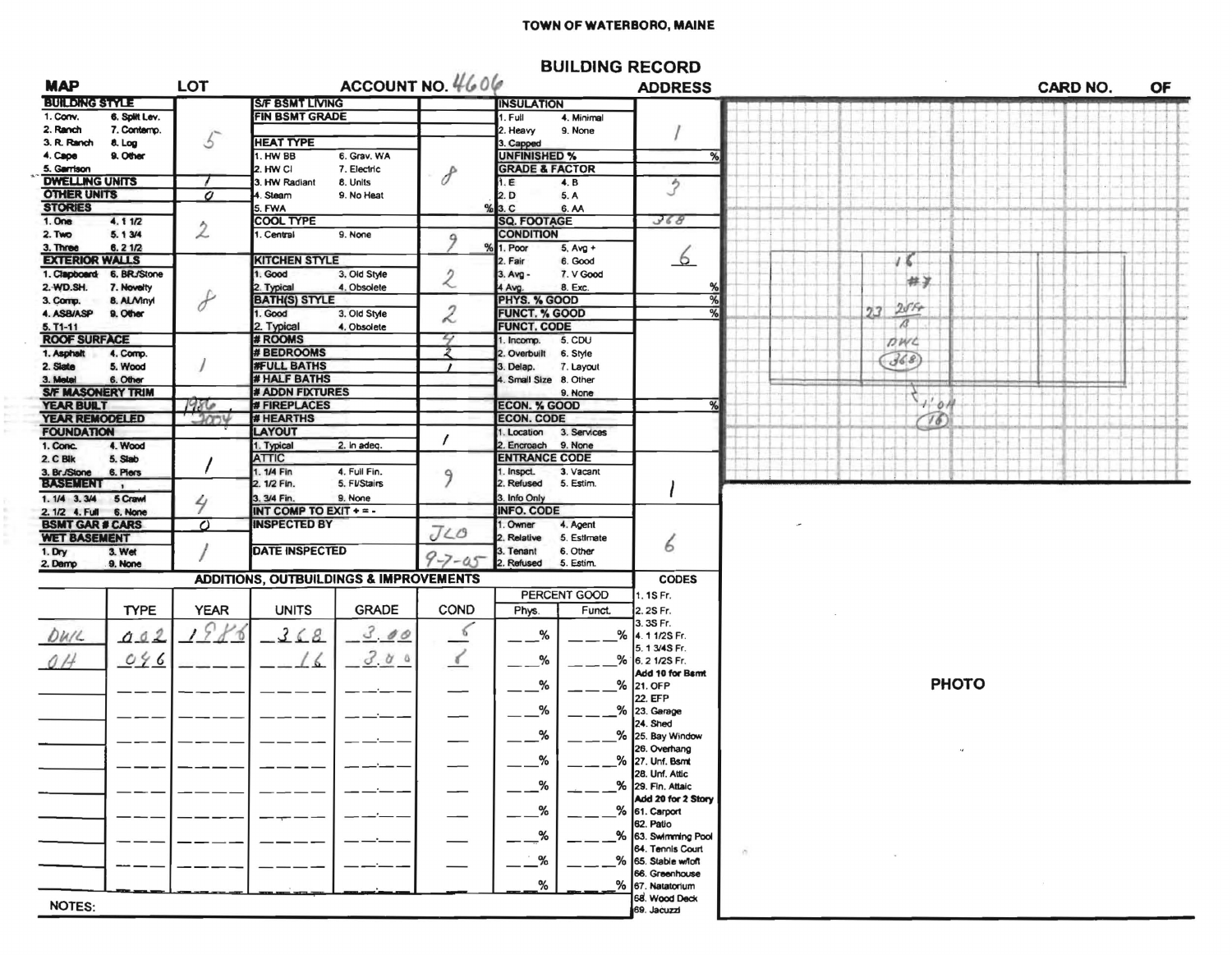**TOWN OF WATERBORO, MAINE**

# BUILDING RECORD

**MAP** | **LOT** | **ACCOUNT NO.** 4606 | **ADDRESS** | **CARD NO.** | **OF**

| Field | Value | Field | Value | Field | Value |
|---|---|---|---|---|---|
| **BUILDING STYLE** (1. Conv. 2. Ranch 3. R. Ranch 4. Cape 5. Garrison 6. Split Lev. 7. Contemp. 8. Log 9. Other) | 5 | **S/F BSMT LIVING** | | **INSULATION** (1. Full 2. Heavy 3. Capped 4. Minimal 9. None) | 1 |
| **DWELLING UNITS** | 1 | **FIN BSMT GRADE** | | **UNFINISHED %** | % |
| **OTHER UNITS** | 0 | **HEAT TYPE** (1. HW BB 2. HW CI 3. HW Radiant 4. Steam 5. FWA 6. Grav. WA 7. Electric 8. Units 9. No Heat) | 8 | **GRADE & FACTOR** (1. E 2. D 3. C 4. B 5. A 6. AA) | 3 |
| **STORIES** (1. One 2. Two 3. Three 4. 1 1/2 5. 1 3/4 6. 2 1/2) | 2 | **COOL TYPE** (1. Central 9. None) | 9 % | **SQ. FOOTAGE** | 368 |
| **EXTERIOR WALLS** (1. Clapboard 2. WD.SH. 3. Comp. 4. ASB/ASP 5. T1-11 6. BR/Stone 7. Novelty 8. AL/Vinyl 9. Other) | 8 | **KITCHEN STYLE** (1. Good 2. Typical 3. Old Style 4. Obsolete) | 2 | **CONDITION** (1. Poor 2. Fair 3. Avg - 4. Avg. 5. Avg + 6. Good 7. V Good 8. Exc.) | 6 |
| | | **BATH(S) STYLE** (1. Good 2. Typical 3. Old Style 4. Obsolete) | 2 | **PHYS. % GOOD** | % |
| **ROOF SURFACE** (1. Asphalt 2. Slate 3. Metal 4. Comp. 5. Wood 6. Other) | 1 | **# ROOMS** | 4 | **FUNCT. % GOOD** | % |
| | | **# BEDROOMS** | 2 | **FUNCT. CODE** (1. Incomp. 2. Overbuilt 3. Delap. 4. Small Size 5. CDU 6. Style 7. Layout 8. Other 9. None) | |
| | | **#FULL BATHS** | 1 | | |
| **S/F MASONERY TRIM** | | **# HALF BATHS** | | | |
| **YEAR BUILT** | 1986 | **# ADDN FIXTURES** | | | |
| **YEAR REMODELED** | 2004 | **# FIREPLACES** | | **ECON. % GOOD** | % |
| **FOUNDATION** (1. Conc. 2. C Blk 3. Br./Stone 4. Wood 5. Slab 6. Piers) | 1 | **# HEARTHS** | | **ECON. CODE** (1. Location 2. Encroach 3. Services 9. None) | |
| **BASEMENT** (1. 1/4 2. 1/2 3. 3/4 4. Full 5 Crawl 6. None) | 4 | **LAYOUT** (1. Typical 2. In adeq.) | 1 | **ENTRANCE CODE** (1. Inspct. 2. Refused 3. Vacant 3. Info Only 5. Estim.) | 1 |
| **BSMT GAR # CARS** | 0 | **ATTIC** (1. 1/4 Fin 2. 1/2 Fin. 3. 3/4 Fin. 4. Full Fin. 5. Fl/Stairs 9. None) | 9 | **INFO. CODE** (1. Owner 2. Relative 3. Tenant 2. Refused 4. Agent 5. Estimate 6. Other 5. Estim.) | 6 |
| **WET BASEMENT** (1. Dry 2. Damp 3. Wet 9. None) | 1 | **INT COMP TO EXIT + = -** | | | |
| | | **INSPECTED BY** | JLO | | |
| | | **DATE INSPECTED** | 9-7-05 | | |

Sketch: 16 / #7 / 23 2sFr / DWL (368) / 1' OH (16)

## ADDITIONS, OUTBUILDINGS & IMPROVEMENTS

| | TYPE | YEAR | UNITS | GRADE | COND | PERCENT GOOD Phys. | PERCENT GOOD Funct. |
|---|---|---|---|---|---|---|---|
| DWL | 002 | 1986 | 368 | 3.00 | 6 | % | % |
| OH | 046 | | 16 | 3.00 | 6 | % | % |
| | | | | | | % | % |
| | | | | | | % | % |
| | | | | | | % | % |
| | | | | | | % | % |
| | | | | | | % | % |
| | | | | | | % | % |
| | | | | | | % | % |
| | | | | | | % | % |
| | | | | | | % | % |

**CODES**
1. 1S Fr.
2. 2S Fr.
3. 3S Fr.
4. 1 1/2S Fr.
5. 1 3/4S Fr.
6. 2 1/2S Fr.

Add 10 for Bsmt

21. OFP
22. EFP
23. Garage
24. Shed
25. Bay Window
26. Overhang
27. Unf. Bsmt
28. Unf. Attic
29. Fin. Attaic

Add 20 for 2 Story

61. Carport
62. Patio
63. Swimming Pool
64. Tennis Court
65. Stable w/loft
66. Greenhouse
67. Natatorium
68. Wood Deck
69. Jacuzzi

NOTES:

PHOTO